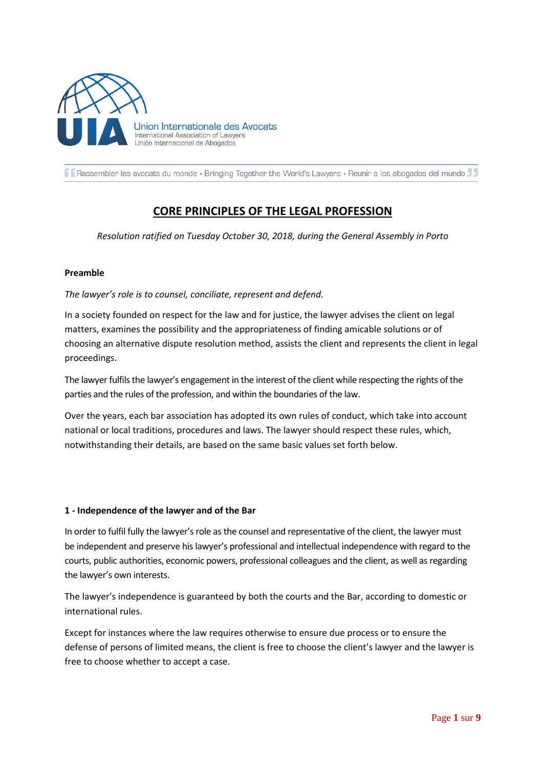Union Internationale des Avocats
International Association of Lawyers
Unión Internacional de Abogados

Rassembler les avocats du monde • Bringing Together the World's Lawyers • Reunir a los abogados del mundo

# CORE PRINCIPLES OF THE LEGAL PROFESSION

*Resolution ratified on Tuesday October 30, 2018, during the General Assembly in Porto*

**Preamble**

*The lawyer's role is to counsel, conciliate, represent and defend.*

In a society founded on respect for the law and for justice, the lawyer advises the client on legal matters, examines the possibility and the appropriateness of finding amicable solutions or of choosing an alternative dispute resolution method, assists the client and represents the client in legal proceedings.

The lawyer fulfils the lawyer's engagement in the interest of the client while respecting the rights of the parties and the rules of the profession, and within the boundaries of the law.

Over the years, each bar association has adopted its own rules of conduct, which take into account national or local traditions, procedures and laws. The lawyer should respect these rules, which, notwithstanding their details, are based on the same basic values set forth below.

**1 - Independence of the lawyer and of the Bar**

In order to fulfil fully the lawyer's role as the counsel and representative of the client, the lawyer must be independent and preserve his lawyer's professional and intellectual independence with regard to the courts, public authorities, economic powers, professional colleagues and the client, as well as regarding the lawyer's own interests.

The lawyer's independence is guaranteed by both the courts and the Bar, according to domestic or international rules.

Except for instances where the law requires otherwise to ensure due process or to ensure the defense of persons of limited means, the client is free to choose the client's lawyer and the lawyer is free to choose whether to accept a case.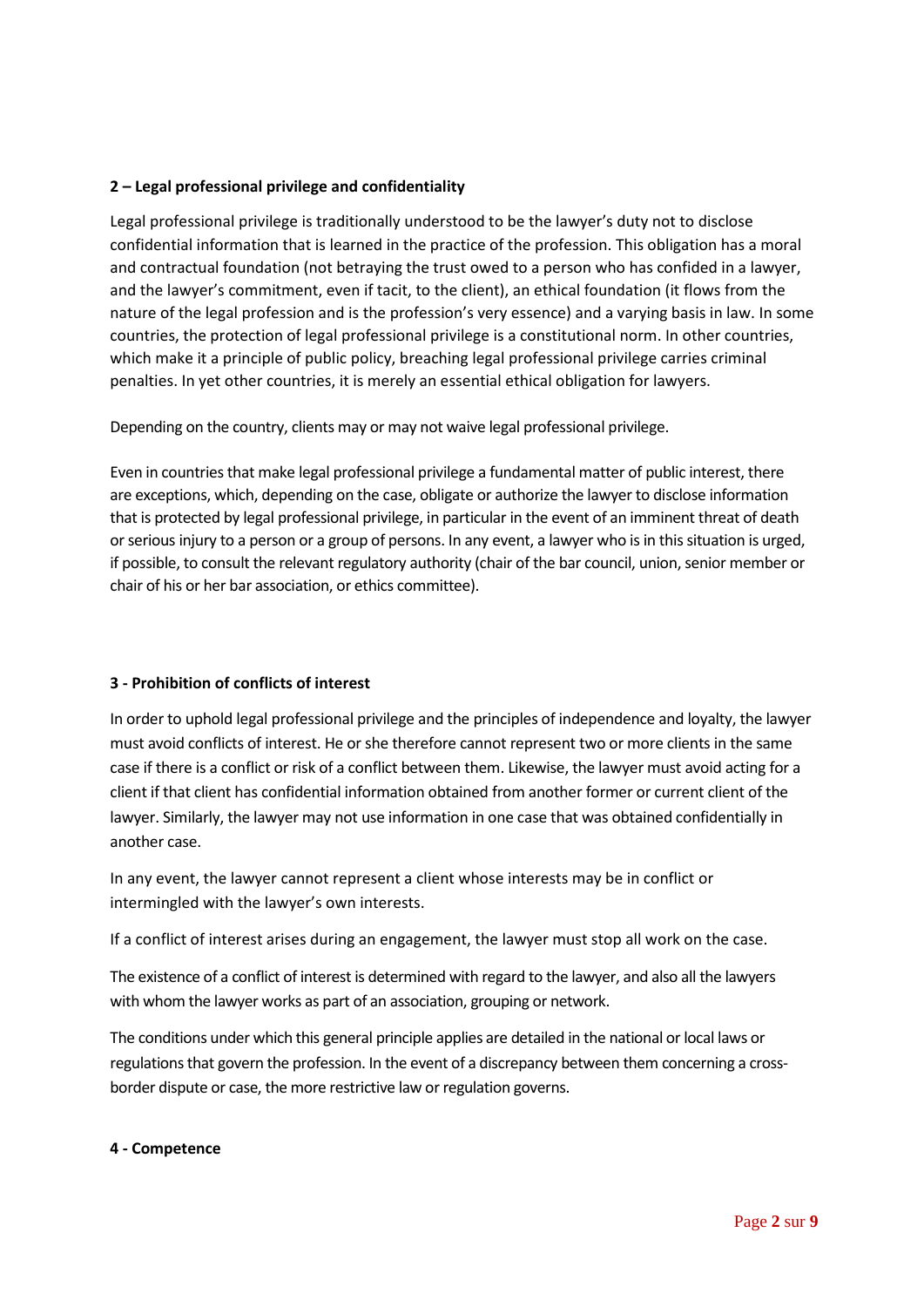## 2 – Legal professional privilege and confidentiality

Legal professional privilege is traditionally understood to be the lawyer's duty not to disclose confidential information that is learned in the practice of the profession. This obligation has a moral and contractual foundation (not betraying the trust owed to a person who has confided in a lawyer, and the lawyer's commitment, even if tacit, to the client), an ethical foundation (it flows from the nature of the legal profession and is the profession's very essence) and a varying basis in law. In some countries, the protection of legal professional privilege is a constitutional norm. In other countries, which make it a principle of public policy, breaching legal professional privilege carries criminal penalties. In yet other countries, it is merely an essential ethical obligation for lawyers.

Depending on the country, clients may or may not waive legal professional privilege.

Even in countries that make legal professional privilege a fundamental matter of public interest, there are exceptions, which, depending on the case, obligate or authorize the lawyer to disclose information that is protected by legal professional privilege, in particular in the event of an imminent threat of death or serious injury to a person or a group of persons. In any event, a lawyer who is in this situation is urged, if possible, to consult the relevant regulatory authority (chair of the bar council, union, senior member or chair of his or her bar association, or ethics committee).

## 3 - Prohibition of conflicts of interest

In order to uphold legal professional privilege and the principles of independence and loyalty, the lawyer must avoid conflicts of interest. He or she therefore cannot represent two or more clients in the same case if there is a conflict or risk of a conflict between them. Likewise, the lawyer must avoid acting for a client if that client has confidential information obtained from another former or current client of the lawyer. Similarly, the lawyer may not use information in one case that was obtained confidentially in another case.

In any event, the lawyer cannot represent a client whose interests may be in conflict or intermingled with the lawyer's own interests.

If a conflict of interest arises during an engagement, the lawyer must stop all work on the case.

The existence of a conflict of interest is determined with regard to the lawyer, and also all the lawyers with whom the lawyer works as part of an association, grouping or network.

The conditions under which this general principle applies are detailed in the national or local laws or regulations that govern the profession. In the event of a discrepancy between them concerning a cross-border dispute or case, the more restrictive law or regulation governs.

## 4 - Competence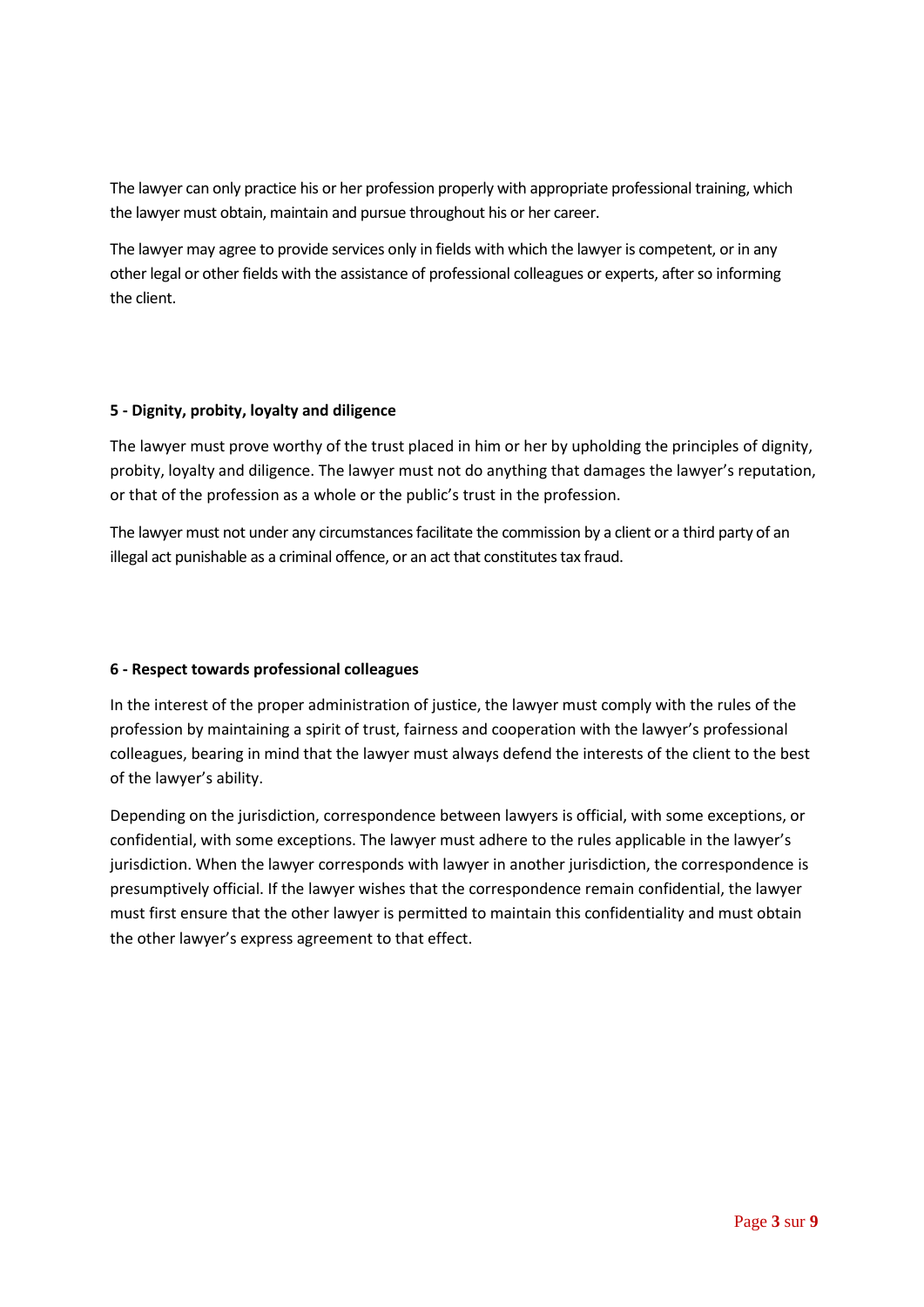The lawyer can only practice his or her profession properly with appropriate professional training, which the lawyer must obtain, maintain and pursue throughout his or her career.

The lawyer may agree to provide services only in fields with which the lawyer is competent, or in any other legal or other fields with the assistance of professional colleagues or experts, after so informing the client.

**5 - Dignity, probity, loyalty and diligence**

The lawyer must prove worthy of the trust placed in him or her by upholding the principles of dignity, probity, loyalty and diligence. The lawyer must not do anything that damages the lawyer's reputation, or that of the profession as a whole or the public's trust in the profession.

The lawyer must not under any circumstances facilitate the commission by a client or a third party of an illegal act punishable as a criminal offence, or an act that constitutes tax fraud.

**6 - Respect towards professional colleagues**

In the interest of the proper administration of justice, the lawyer must comply with the rules of the profession by maintaining a spirit of trust, fairness and cooperation with the lawyer's professional colleagues, bearing in mind that the lawyer must always defend the interests of the client to the best of the lawyer's ability.

Depending on the jurisdiction, correspondence between lawyers is official, with some exceptions, or confidential, with some exceptions. The lawyer must adhere to the rules applicable in the lawyer's jurisdiction. When the lawyer corresponds with lawyer in another jurisdiction, the correspondence is presumptively official. If the lawyer wishes that the correspondence remain confidential, the lawyer must first ensure that the other lawyer is permitted to maintain this confidentiality and must obtain the other lawyer's express agreement to that effect.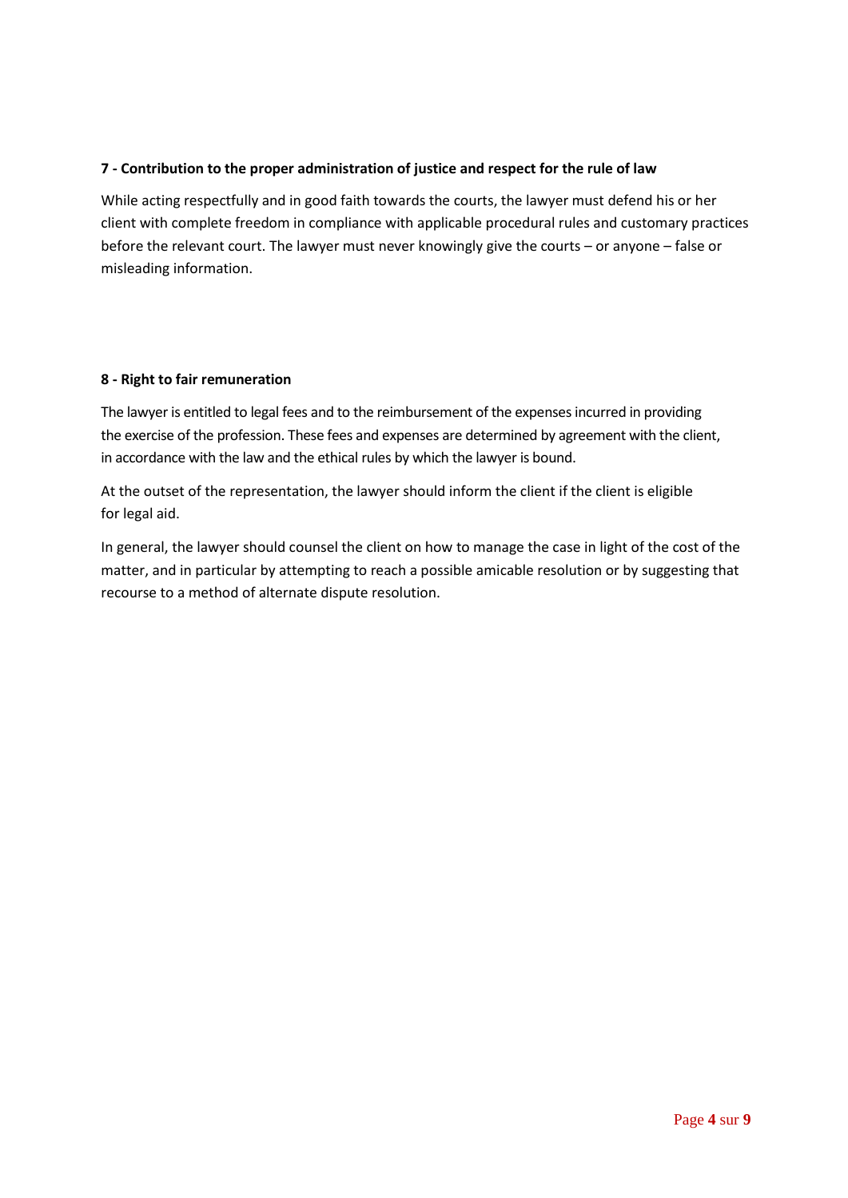**7 - Contribution to the proper administration of justice and respect for the rule of law**

While acting respectfully and in good faith towards the courts, the lawyer must defend his or her client with complete freedom in compliance with applicable procedural rules and customary practices before the relevant court. The lawyer must never knowingly give the courts – or anyone – false or misleading information.

**8 - Right to fair remuneration**

The lawyer is entitled to legal fees and to the reimbursement of the expenses incurred in providing the exercise of the profession. These fees and expenses are determined by agreement with the client, in accordance with the law and the ethical rules by which the lawyer is bound.

At the outset of the representation, the lawyer should inform the client if the client is eligible for legal aid.

In general, the lawyer should counsel the client on how to manage the case in light of the cost of the matter, and in particular by attempting to reach a possible amicable resolution or by suggesting that recourse to a method of alternate dispute resolution.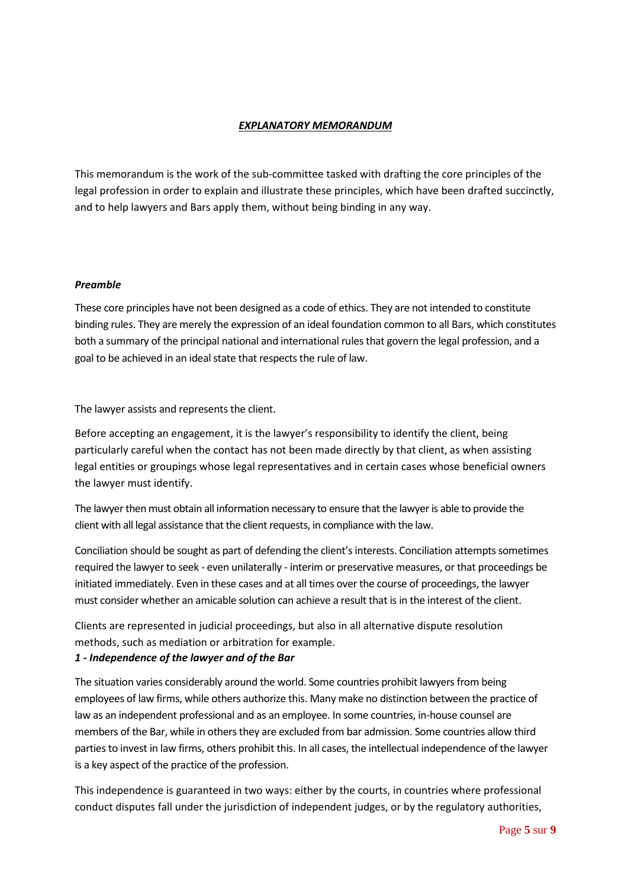## *EXPLANATORY MEMORANDUM*

This memorandum is the work of the sub-committee tasked with drafting the core principles of the legal profession in order to explain and illustrate these principles, which have been drafted succinctly, and to help lawyers and Bars apply them, without being binding in any way.

### *Preamble*

These core principles have not been designed as a code of ethics. They are not intended to constitute binding rules. They are merely the expression of an ideal foundation common to all Bars, which constitutes both a summary of the principal national and international rules that govern the legal profession, and a goal to be achieved in an ideal state that respects the rule of law.

The lawyer assists and represents the client.

Before accepting an engagement, it is the lawyer's responsibility to identify the client, being particularly careful when the contact has not been made directly by that client, as when assisting legal entities or groupings whose legal representatives and in certain cases whose beneficial owners the lawyer must identify.

The lawyer then must obtain all information necessary to ensure that the lawyer is able to provide the client with all legal assistance that the client requests, in compliance with the law.

Conciliation should be sought as part of defending the client's interests. Conciliation attempts sometimes required the lawyer to seek - even unilaterally - interim or preservative measures, or that proceedings be initiated immediately. Even in these cases and at all times over the course of proceedings, the lawyer must consider whether an amicable solution can achieve a result that is in the interest of the client.

Clients are represented in judicial proceedings, but also in all alternative dispute resolution methods, such as mediation or arbitration for example.

### *1 - Independence of the lawyer and of the Bar*

The situation varies considerably around the world. Some countries prohibit lawyers from being employees of law firms, while others authorize this. Many make no distinction between the practice of law as an independent professional and as an employee. In some countries, in-house counsel are members of the Bar, while in others they are excluded from bar admission. Some countries allow third parties to invest in law firms, others prohibit this. In all cases, the intellectual independence of the lawyer is a key aspect of the practice of the profession.

This independence is guaranteed in two ways: either by the courts, in countries where professional conduct disputes fall under the jurisdiction of independent judges, or by the regulatory authorities,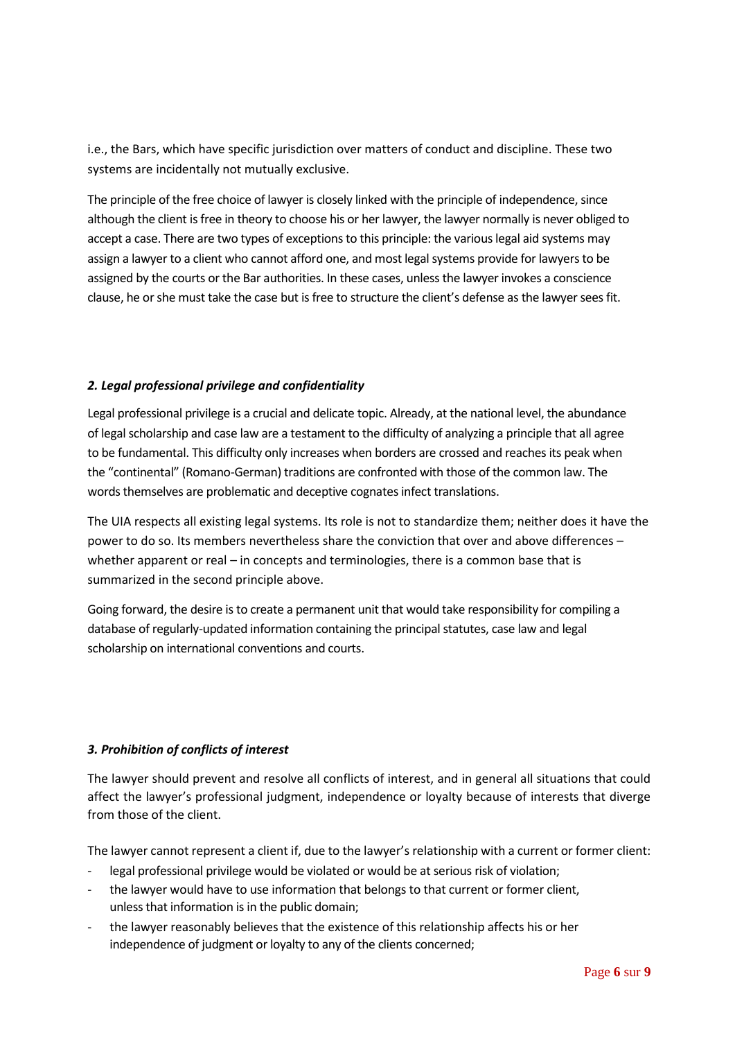i.e., the Bars, which have specific jurisdiction over matters of conduct and discipline. These two systems are incidentally not mutually exclusive.

The principle of the free choice of lawyer is closely linked with the principle of independence, since although the client is free in theory to choose his or her lawyer, the lawyer normally is never obliged to accept a case. There are two types of exceptions to this principle: the various legal aid systems may assign a lawyer to a client who cannot afford one, and most legal systems provide for lawyers to be assigned by the courts or the Bar authorities. In these cases, unless the lawyer invokes a conscience clause, he or she must take the case but is free to structure the client's defense as the lawyer sees fit.

### *2. Legal professional privilege and confidentiality*

Legal professional privilege is a crucial and delicate topic. Already, at the national level, the abundance of legal scholarship and case law are a testament to the difficulty of analyzing a principle that all agree to be fundamental. This difficulty only increases when borders are crossed and reaches its peak when the "continental" (Romano-German) traditions are confronted with those of the common law. The words themselves are problematic and deceptive cognates infect translations.

The UIA respects all existing legal systems. Its role is not to standardize them; neither does it have the power to do so. Its members nevertheless share the conviction that over and above differences – whether apparent or real – in concepts and terminologies, there is a common base that is summarized in the second principle above.

Going forward, the desire is to create a permanent unit that would take responsibility for compiling a database of regularly-updated information containing the principal statutes, case law and legal scholarship on international conventions and courts.

### *3. Prohibition of conflicts of interest*

The lawyer should prevent and resolve all conflicts of interest, and in general all situations that could affect the lawyer's professional judgment, independence or loyalty because of interests that diverge from those of the client.

The lawyer cannot represent a client if, due to the lawyer's relationship with a current or former client:

- legal professional privilege would be violated or would be at serious risk of violation;
- the lawyer would have to use information that belongs to that current or former client, unless that information is in the public domain;
- the lawyer reasonably believes that the existence of this relationship affects his or her independence of judgment or loyalty to any of the clients concerned;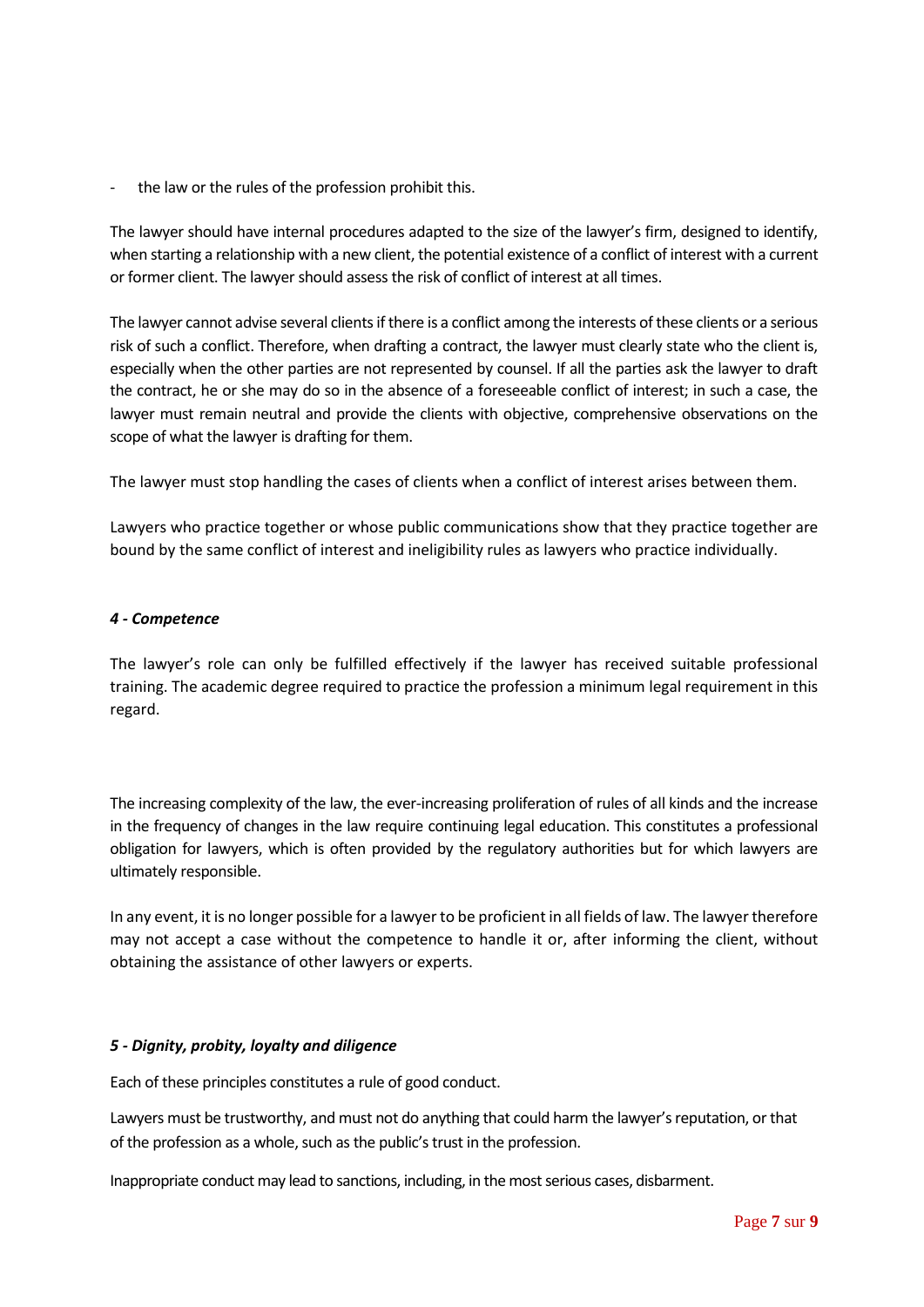- the law or the rules of the profession prohibit this.

The lawyer should have internal procedures adapted to the size of the lawyer's firm, designed to identify, when starting a relationship with a new client, the potential existence of a conflict of interest with a current or former client. The lawyer should assess the risk of conflict of interest at all times.

The lawyer cannot advise several clients if there is a conflict among the interests of these clients or a serious risk of such a conflict. Therefore, when drafting a contract, the lawyer must clearly state who the client is, especially when the other parties are not represented by counsel. If all the parties ask the lawyer to draft the contract, he or she may do so in the absence of a foreseeable conflict of interest; in such a case, the lawyer must remain neutral and provide the clients with objective, comprehensive observations on the scope of what the lawyer is drafting for them.

The lawyer must stop handling the cases of clients when a conflict of interest arises between them.

Lawyers who practice together or whose public communications show that they practice together are bound by the same conflict of interest and ineligibility rules as lawyers who practice individually.

### *4 - Competence*

The lawyer's role can only be fulfilled effectively if the lawyer has received suitable professional training. The academic degree required to practice the profession a minimum legal requirement in this regard.

The increasing complexity of the law, the ever-increasing proliferation of rules of all kinds and the increase in the frequency of changes in the law require continuing legal education. This constitutes a professional obligation for lawyers, which is often provided by the regulatory authorities but for which lawyers are ultimately responsible.

In any event, it is no longer possible for a lawyer to be proficient in all fields of law. The lawyer therefore may not accept a case without the competence to handle it or, after informing the client, without obtaining the assistance of other lawyers or experts.

### *5 - Dignity, probity, loyalty and diligence*

Each of these principles constitutes a rule of good conduct.

Lawyers must be trustworthy, and must not do anything that could harm the lawyer's reputation, or that of the profession as a whole, such as the public's trust in the profession.

Inappropriate conduct may lead to sanctions, including, in the most serious cases, disbarment.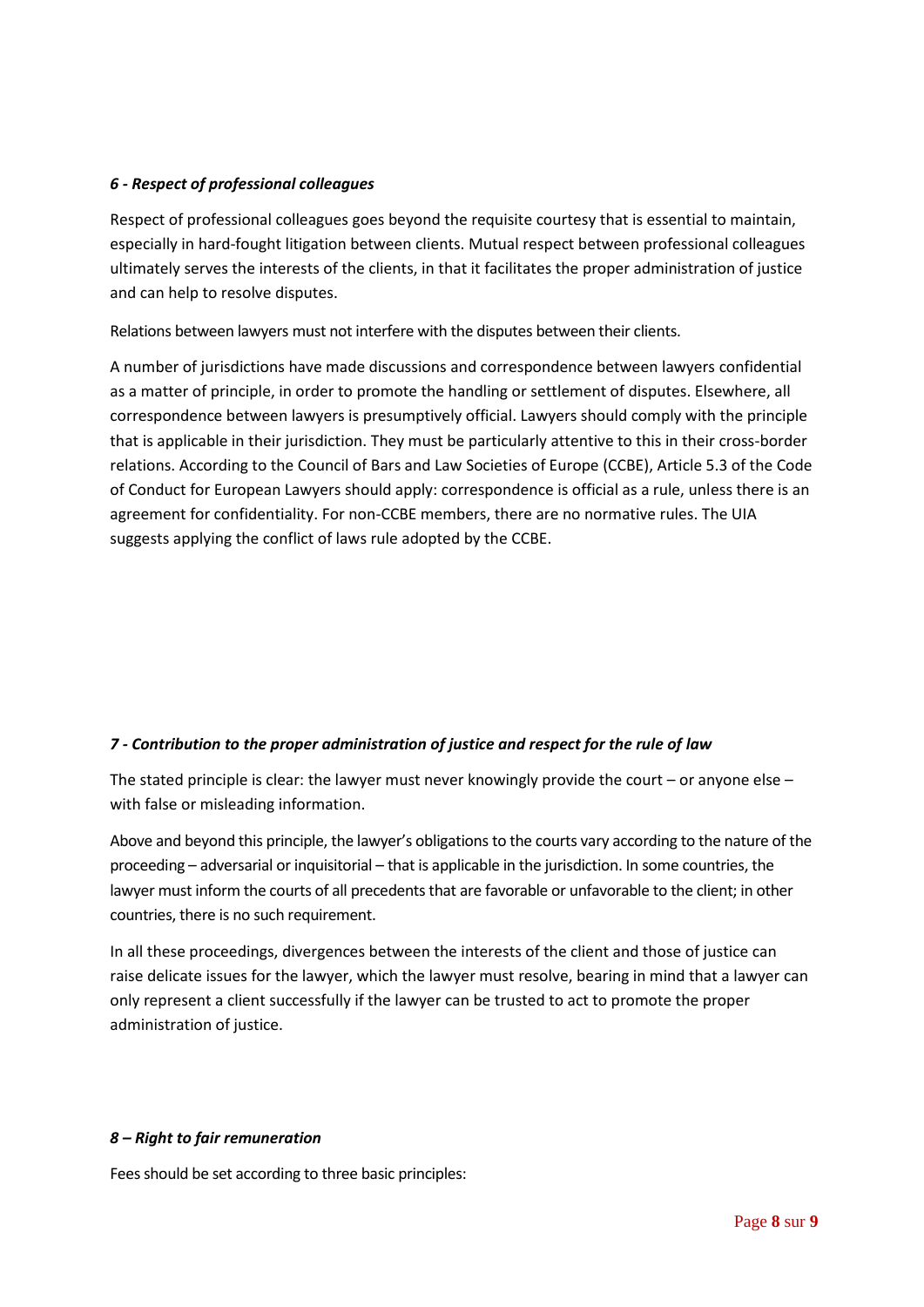### *6 - Respect of professional colleagues*

Respect of professional colleagues goes beyond the requisite courtesy that is essential to maintain, especially in hard-fought litigation between clients. Mutual respect between professional colleagues ultimately serves the interests of the clients, in that it facilitates the proper administration of justice and can help to resolve disputes.

Relations between lawyers must not interfere with the disputes between their clients.

A number of jurisdictions have made discussions and correspondence between lawyers confidential as a matter of principle, in order to promote the handling or settlement of disputes. Elsewhere, all correspondence between lawyers is presumptively official. Lawyers should comply with the principle that is applicable in their jurisdiction. They must be particularly attentive to this in their cross-border relations. According to the Council of Bars and Law Societies of Europe (CCBE), Article 5.3 of the Code of Conduct for European Lawyers should apply: correspondence is official as a rule, unless there is an agreement for confidentiality. For non-CCBE members, there are no normative rules. The UIA suggests applying the conflict of laws rule adopted by the CCBE.

### *7 - Contribution to the proper administration of justice and respect for the rule of law*

The stated principle is clear: the lawyer must never knowingly provide the court – or anyone else – with false or misleading information.

Above and beyond this principle, the lawyer's obligations to the courts vary according to the nature of the proceeding – adversarial or inquisitorial – that is applicable in the jurisdiction. In some countries, the lawyer must inform the courts of all precedents that are favorable or unfavorable to the client; in other countries, there is no such requirement.

In all these proceedings, divergences between the interests of the client and those of justice can raise delicate issues for the lawyer, which the lawyer must resolve, bearing in mind that a lawyer can only represent a client successfully if the lawyer can be trusted to act to promote the proper administration of justice.

### *8 – Right to fair remuneration*

Fees should be set according to three basic principles: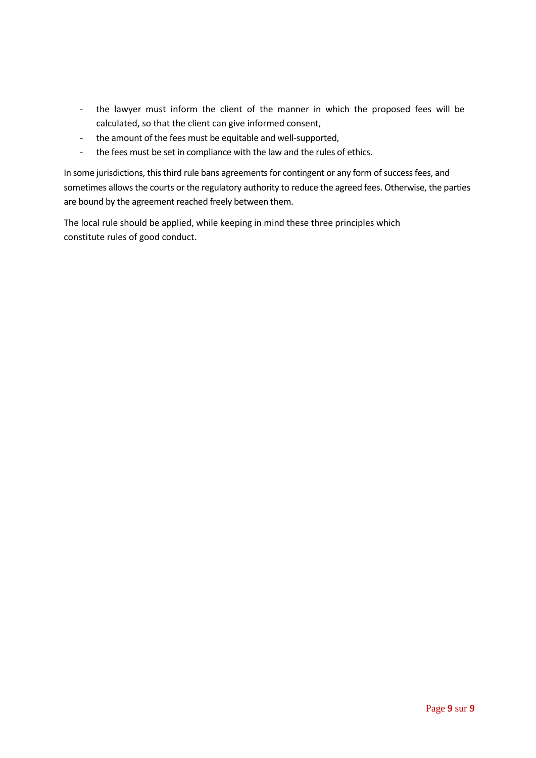- the lawyer must inform the client of the manner in which the proposed fees will be calculated, so that the client can give informed consent,
- the amount of the fees must be equitable and well-supported,
- the fees must be set in compliance with the law and the rules of ethics.

In some jurisdictions, this third rule bans agreements for contingent or any form of success fees, and sometimes allows the courts or the regulatory authority to reduce the agreed fees. Otherwise, the parties are bound by the agreement reached freely between them.

The local rule should be applied, while keeping in mind these three principles which constitute rules of good conduct.